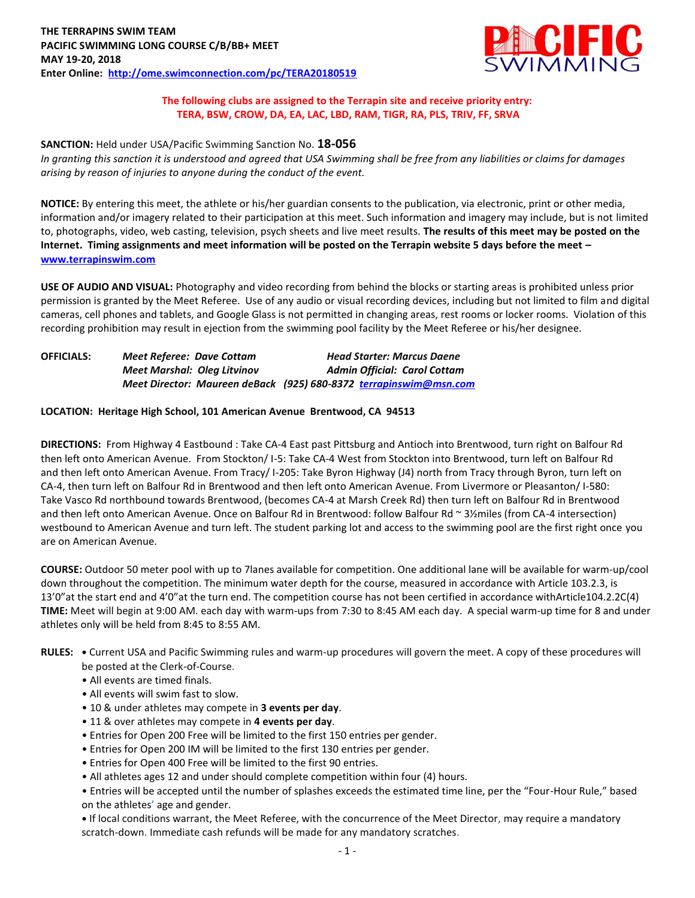**THE TERRAPINS SWIM TEAM**
**PACIFIC SWIMMING LONG COURSE C/B/BB+ MEET**
**MAY 19-20, 2018**
**Enter Online: [http://ome.swimconnection.com/pc/TERA20180519](http://ome.swimconnection.com/pc/TERA20180519)**

**The following clubs are assigned to the Terrapin site and receive priority entry:**
**TERA, BSW, CROW, DA, EA, LAC, LBD, RAM, TIGR, RA, PLS, TRIV, FF, SRVA**

**SANCTION:** Held under USA/Pacific Swimming Sanction No. **18-056**
*In granting this sanction it is understood and agreed that USA Swimming shall be free from any liabilities or claims for damages arising by reason of injuries to anyone during the conduct of the event.*

**NOTICE:** By entering this meet, the athlete or his/her guardian consents to the publication, via electronic, print or other media, information and/or imagery related to their participation at this meet. Such information and imagery may include, but is not limited to, photographs, video, web casting, television, psych sheets and live meet results. **The results of this meet may be posted on the Internet. Timing assignments and meet information will be posted on the Terrapin website 5 days before the meet – [www.terrapinswim.com](http://www.terrapinswim.com)**

**USE OF AUDIO AND VISUAL:** Photography and video recording from behind the blocks or starting areas is prohibited unless prior permission is granted by the Meet Referee. Use of any audio or visual recording devices, including but not limited to film and digital cameras, cell phones and tablets, and Google Glass is not permitted in changing areas, rest rooms or locker rooms. Violation of this recording prohibition may result in ejection from the swimming pool facility by the Meet Referee or his/her designee.

**OFFICIALS:**
*Meet Referee: Dave Cottam* — *Head Starter: Marcus Daene*
*Meet Marshal: Oleg Litvinov* — *Admin Official: Carol Cottam*
*Meet Director: Maureen deBack (925) 680-8372 [terrapinswim@msn.com](mailto:terrapinswim@msn.com)*

**LOCATION: Heritage High School, 101 American Avenue Brentwood, CA 94513**

**DIRECTIONS:** From Highway 4 Eastbound : Take CA-4 East past Pittsburg and Antioch into Brentwood, turn right on Balfour Rd then left onto American Avenue. From Stockton/ I-5: Take CA-4 West from Stockton into Brentwood, turn left on Balfour Rd and then left onto American Avenue. From Tracy/ I-205: Take Byron Highway (J4) north from Tracy through Byron, turn left on CA-4, then turn left on Balfour Rd in Brentwood and then left onto American Avenue. From Livermore or Pleasanton/ I-580: Take Vasco Rd northbound towards Brentwood, (becomes CA-4 at Marsh Creek Rd) then turn left on Balfour Rd in Brentwood and then left onto American Avenue. Once on Balfour Rd in Brentwood: follow Balfour Rd ~ 3½miles (from CA-4 intersection) westbound to American Avenue and turn left. The student parking lot and access to the swimming pool are the first right once you are on American Avenue.

**COURSE:** Outdoor 50 meter pool with up to 7lanes available for competition. One additional lane will be available for warm-up/cool down throughout the competition. The minimum water depth for the course, measured in accordance with Article 103.2.3, is 13'0"at the start end and 4'0"at the turn end. The competition course has not been certified in accordance withArticle104.2.2C(4)
**TIME:** Meet will begin at 9:00 AM. each day with warm-ups from 7:30 to 8:45 AM each day. A special warm-up time for 8 and under athletes only will be held from 8:45 to 8:55 AM.

**RULES:**
- Current USA and Pacific Swimming rules and warm-up procedures will govern the meet. A copy of these procedures will be posted at the Clerk-of-Course.
- All events are timed finals.
- All events will swim fast to slow.
- 10 & under athletes may compete in **3 events per day**.
- 11 & over athletes may compete in **4 events per day**.
- Entries for Open 200 Free will be limited to the first 150 entries per gender.
- Entries for Open 200 IM will be limited to the first 130 entries per gender.
- Entries for Open 400 Free will be limited to the first 90 entries.
- All athletes ages 12 and under should complete competition within four (4) hours.
- Entries will be accepted until the number of splashes exceeds the estimated time line, per the "Four-Hour Rule," based on the athletes' age and gender.
- If local conditions warrant, the Meet Referee, with the concurrence of the Meet Director, may require a mandatory scratch-down. Immediate cash refunds will be made for any mandatory scratches.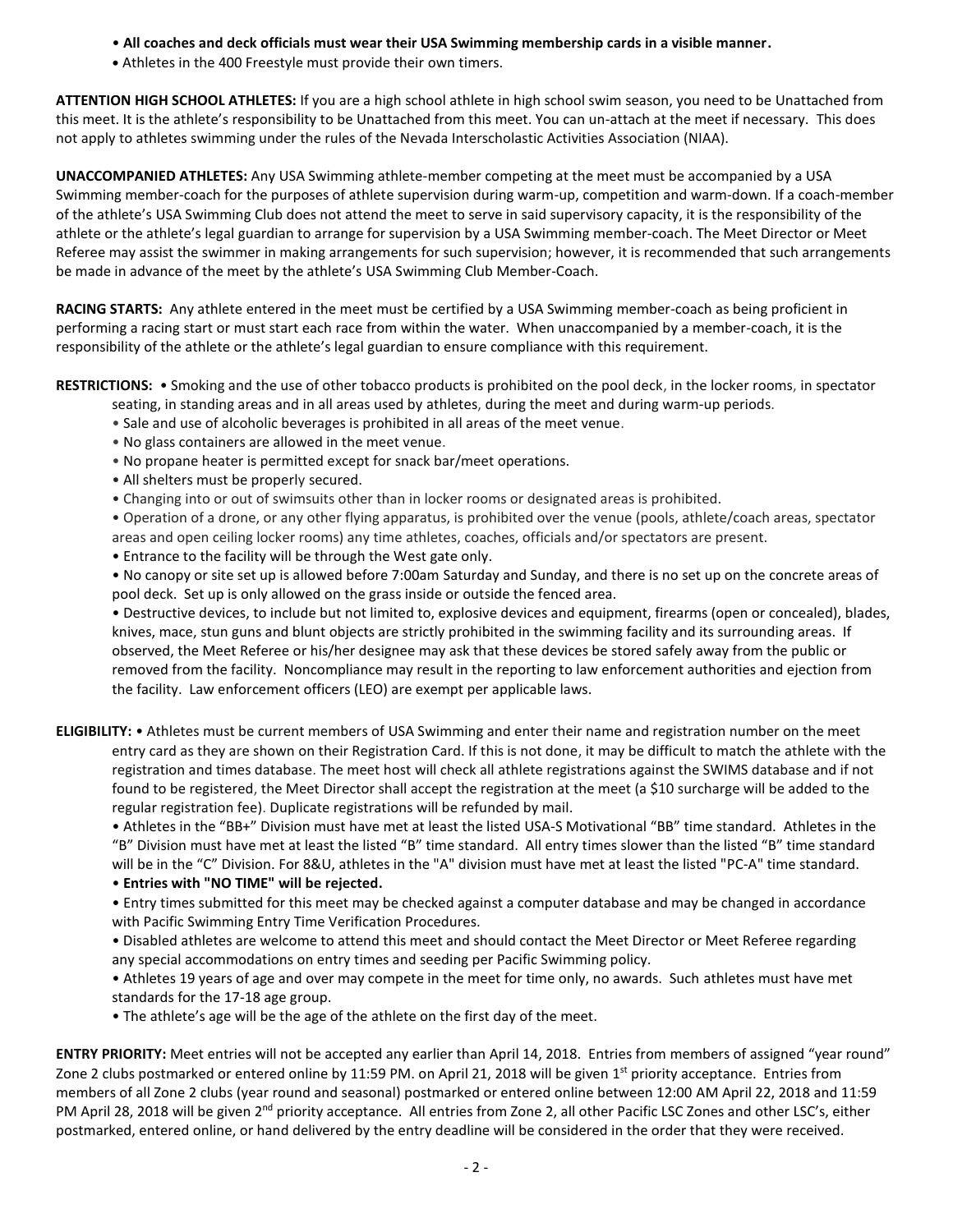- **All coaches and deck officials must wear their USA Swimming membership cards in a visible manner.**
- Athletes in the 400 Freestyle must provide their own timers.

**ATTENTION HIGH SCHOOL ATHLETES:** If you are a high school athlete in high school swim season, you need to be Unattached from this meet. It is the athlete's responsibility to be Unattached from this meet. You can un-attach at the meet if necessary. This does not apply to athletes swimming under the rules of the Nevada Interscholastic Activities Association (NIAA).

**UNACCOMPANIED ATHLETES:** Any USA Swimming athlete-member competing at the meet must be accompanied by a USA Swimming member-coach for the purposes of athlete supervision during warm-up, competition and warm-down. If a coach-member of the athlete's USA Swimming Club does not attend the meet to serve in said supervisory capacity, it is the responsibility of the athlete or the athlete's legal guardian to arrange for supervision by a USA Swimming member-coach. The Meet Director or Meet Referee may assist the swimmer in making arrangements for such supervision; however, it is recommended that such arrangements be made in advance of the meet by the athlete's USA Swimming Club Member-Coach.

**RACING STARTS:** Any athlete entered in the meet must be certified by a USA Swimming member-coach as being proficient in performing a racing start or must start each race from within the water. When unaccompanied by a member-coach, it is the responsibility of the athlete or the athlete's legal guardian to ensure compliance with this requirement.

**RESTRICTIONS:**
- Smoking and the use of other tobacco products is prohibited on the pool deck, in the locker rooms, in spectator seating, in standing areas and in all areas used by athletes, during the meet and during warm-up periods.
- Sale and use of alcoholic beverages is prohibited in all areas of the meet venue.
- No glass containers are allowed in the meet venue.
- No propane heater is permitted except for snack bar/meet operations.
- All shelters must be properly secured.
- Changing into or out of swimsuits other than in locker rooms or designated areas is prohibited.
- Operation of a drone, or any other flying apparatus, is prohibited over the venue (pools, athlete/coach areas, spectator areas and open ceiling locker rooms) any time athletes, coaches, officials and/or spectators are present.
- Entrance to the facility will be through the West gate only.
- No canopy or site set up is allowed before 7:00am Saturday and Sunday, and there is no set up on the concrete areas of pool deck. Set up is only allowed on the grass inside or outside the fenced area.
- Destructive devices, to include but not limited to, explosive devices and equipment, firearms (open or concealed), blades, knives, mace, stun guns and blunt objects are strictly prohibited in the swimming facility and its surrounding areas. If observed, the Meet Referee or his/her designee may ask that these devices be stored safely away from the public or removed from the facility. Noncompliance may result in the reporting to law enforcement authorities and ejection from the facility. Law enforcement officers (LEO) are exempt per applicable laws.

**ELIGIBILITY:**
- Athletes must be current members of USA Swimming and enter their name and registration number on the meet entry card as they are shown on their Registration Card. If this is not done, it may be difficult to match the athlete with the registration and times database. The meet host will check all athlete registrations against the SWIMS database and if not found to be registered, the Meet Director shall accept the registration at the meet (a $10 surcharge will be added to the regular registration fee). Duplicate registrations will be refunded by mail.
- Athletes in the "BB+" Division must have met at least the listed USA-S Motivational "BB" time standard. Athletes in the "B" Division must have met at least the listed "B" time standard. All entry times slower than the listed "B" time standard will be in the "C" Division. For 8&U, athletes in the "A" division must have met at least the listed "PC-A" time standard.
- **Entries with "NO TIME" will be rejected.**
- Entry times submitted for this meet may be checked against a computer database and may be changed in accordance with Pacific Swimming Entry Time Verification Procedures.
- Disabled athletes are welcome to attend this meet and should contact the Meet Director or Meet Referee regarding any special accommodations on entry times and seeding per Pacific Swimming policy.
- Athletes 19 years of age and over may compete in the meet for time only, no awards. Such athletes must have met standards for the 17-18 age group.
- The athlete's age will be the age of the athlete on the first day of the meet.

**ENTRY PRIORITY:** Meet entries will not be accepted any earlier than April 14, 2018. Entries from members of assigned "year round" Zone 2 clubs postmarked or entered online by 11:59 PM. on April 21, 2018 will be given 1st priority acceptance. Entries from members of all Zone 2 clubs (year round and seasonal) postmarked or entered online between 12:00 AM April 22, 2018 and 11:59 PM April 28, 2018 will be given 2nd priority acceptance. All entries from Zone 2, all other Pacific LSC Zones and other LSC's, either postmarked, entered online, or hand delivered by the entry deadline will be considered in the order that they were received.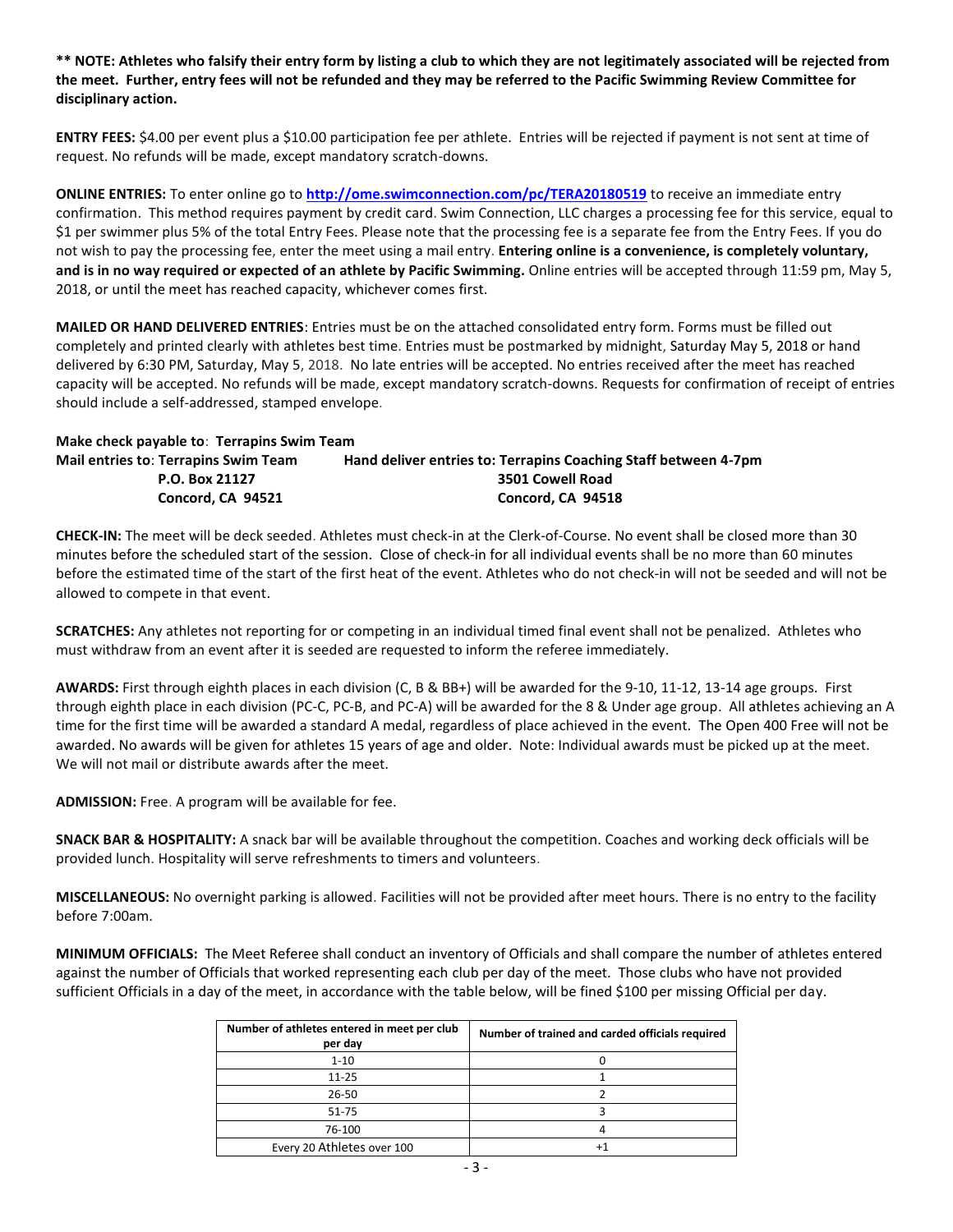**\*\* NOTE: Athletes who falsify their entry form by listing a club to which they are not legitimately associated will be rejected from the meet. Further, entry fees will not be refunded and they may be referred to the Pacific Swimming Review Committee for disciplinary action.**

**ENTRY FEES:** $4.00 per event plus a $10.00 participation fee per athlete. Entries will be rejected if payment is not sent at time of request. No refunds will be made, except mandatory scratch-downs.

**ONLINE ENTRIES:** To enter online go to **http://ome.swimconnection.com/pc/TERA20180519** to receive an immediate entry confirmation. This method requires payment by credit card. Swim Connection, LLC charges a processing fee for this service, equal to $1 per swimmer plus 5% of the total Entry Fees. Please note that the processing fee is a separate fee from the Entry Fees. If you do not wish to pay the processing fee, enter the meet using a mail entry. **Entering online is a convenience, is completely voluntary, and is in no way required or expected of an athlete by Pacific Swimming.** Online entries will be accepted through 11:59 pm, May 5, 2018, or until the meet has reached capacity, whichever comes first.

**MAILED OR HAND DELIVERED ENTRIES**: Entries must be on the attached consolidated entry form. Forms must be filled out completely and printed clearly with athletes best time. Entries must be postmarked by midnight, Saturday May 5, 2018 or hand delivered by 6:30 PM, Saturday, May 5, 2018. No late entries will be accepted. No entries received after the meet has reached capacity will be accepted. No refunds will be made, except mandatory scratch-downs. Requests for confirmation of receipt of entries should include a self-addressed, stamped envelope.

**Make check payable to**: **Terrapins Swim Team**

**Mail entries to**: **Terrapins Swim Team**
**P.O. Box 21127**
**Concord, CA 94521**

**Hand deliver entries to: Terrapins Coaching Staff between 4-7pm**
**3501 Cowell Road**
**Concord, CA 94518**

**CHECK-IN:** The meet will be deck seeded. Athletes must check-in at the Clerk-of-Course. No event shall be closed more than 30 minutes before the scheduled start of the session. Close of check-in for all individual events shall be no more than 60 minutes before the estimated time of the start of the first heat of the event. Athletes who do not check-in will not be seeded and will not be allowed to compete in that event.

**SCRATCHES:** Any athletes not reporting for or competing in an individual timed final event shall not be penalized. Athletes who must withdraw from an event after it is seeded are requested to inform the referee immediately.

**AWARDS:** First through eighth places in each division (C, B & BB+) will be awarded for the 9-10, 11-12, 13-14 age groups. First through eighth place in each division (PC-C, PC-B, and PC-A) will be awarded for the 8 & Under age group. All athletes achieving an A time for the first time will be awarded a standard A medal, regardless of place achieved in the event. The Open 400 Free will not be awarded. No awards will be given for athletes 15 years of age and older. Note: Individual awards must be picked up at the meet. We will not mail or distribute awards after the meet.

**ADMISSION:** Free. A program will be available for fee.

**SNACK BAR & HOSPITALITY:** A snack bar will be available throughout the competition. Coaches and working deck officials will be provided lunch. Hospitality will serve refreshments to timers and volunteers.

**MISCELLANEOUS:** No overnight parking is allowed. Facilities will not be provided after meet hours. There is no entry to the facility before 7:00am.

**MINIMUM OFFICIALS:** The Meet Referee shall conduct an inventory of Officials and shall compare the number of athletes entered against the number of Officials that worked representing each club per day of the meet. Those clubs who have not provided sufficient Officials in a day of the meet, in accordance with the table below, will be fined $100 per missing Official per day.

| Number of athletes entered in meet per club per day | Number of trained and carded officials required |
|---|---|
| 1-10 | 0 |
| 11-25 | 1 |
| 26-50 | 2 |
| 51-75 | 3 |
| 76-100 | 4 |
| Every 20 Athletes over 100 | +1 |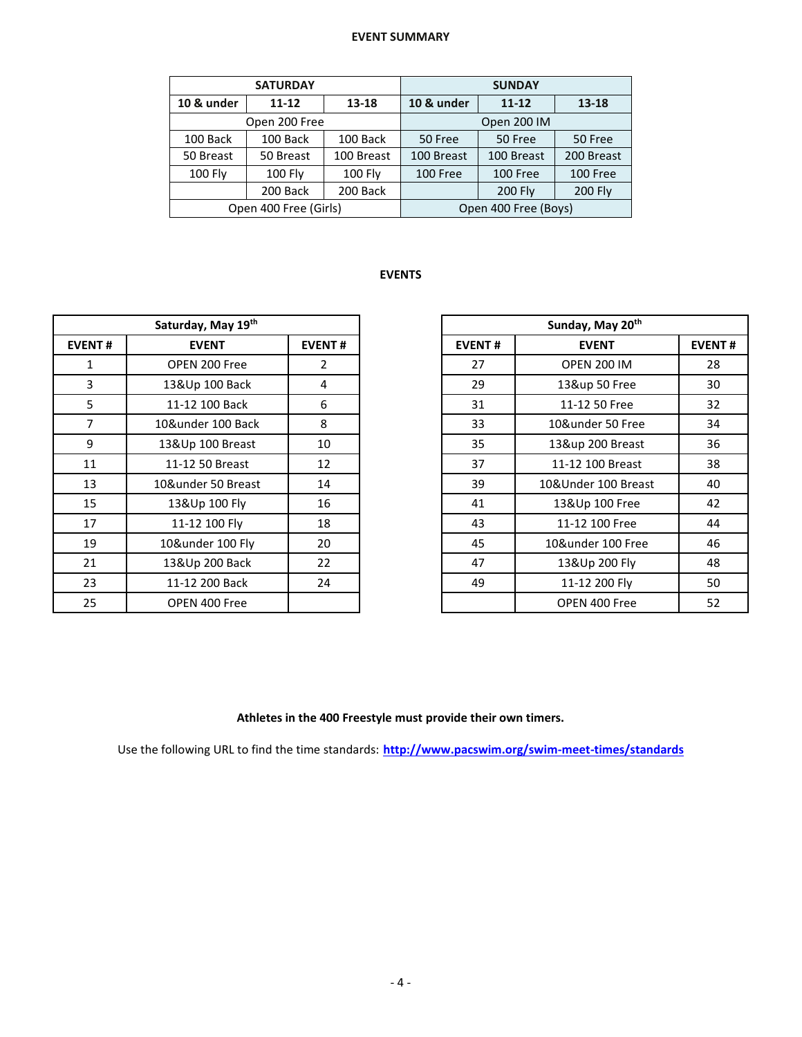**EVENT SUMMARY**

| SATURDAY | | | SUNDAY | | |
|---|---|---|---|---|---|
| 10 & under | 11-12 | 13-18 | 10 & under | 11-12 | 13-18 |
| Open 200 Free | | | Open 200 IM | | |
| 100 Back | 100 Back | 100 Back | 50 Free | 50 Free | 50 Free |
| 50 Breast | 50 Breast | 100 Breast | 100 Breast | 100 Breast | 200 Breast |
| 100 Fly | 100 Fly | 100 Fly | 100 Free | 100 Free | 100 Free |
| | 200 Back | 200 Back | | 200 Fly | 200 Fly |
| Open 400 Free (Girls) | | | Open 400 Free (Boys) | | |

**EVENTS**

| Saturday, May 19th | | |
|---|---|---|
| EVENT # | EVENT | EVENT # |
| 1 | OPEN 200 Free | 2 |
| 3 | 13&Up 100 Back | 4 |
| 5 | 11-12 100 Back | 6 |
| 7 | 10&under 100 Back | 8 |
| 9 | 13&Up 100 Breast | 10 |
| 11 | 11-12 50 Breast | 12 |
| 13 | 10&under 50 Breast | 14 |
| 15 | 13&Up 100 Fly | 16 |
| 17 | 11-12 100 Fly | 18 |
| 19 | 10&under 100 Fly | 20 |
| 21 | 13&Up 200 Back | 22 |
| 23 | 11-12 200 Back | 24 |
| 25 | OPEN 400 Free | |

| Sunday, May 20th | | |
|---|---|---|
| EVENT # | EVENT | EVENT # |
| 27 | OPEN 200 IM | 28 |
| 29 | 13&up 50 Free | 30 |
| 31 | 11-12 50 Free | 32 |
| 33 | 10&under 50 Free | 34 |
| 35 | 13&up 200 Breast | 36 |
| 37 | 11-12 100 Breast | 38 |
| 39 | 10&Under 100 Breast | 40 |
| 41 | 13&Up 100 Free | 42 |
| 43 | 11-12 100 Free | 44 |
| 45 | 10&under 100 Free | 46 |
| 47 | 13&Up 200 Fly | 48 |
| 49 | 11-12 200 Fly | 50 |
| | OPEN 400 Free | 52 |

**Athletes in the 400 Freestyle must provide their own timers.**

Use the following URL to find the time standards: **http://www.pacswim.org/swim-meet-times/standards**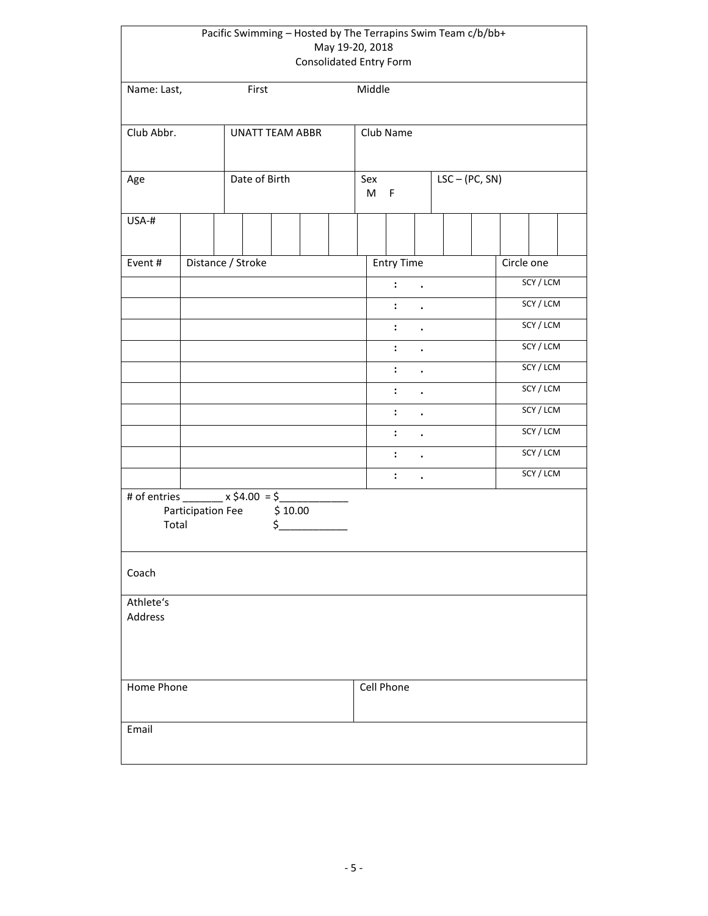Pacific Swimming – Hosted by The Terrapins Swim Team c/b/bb+
May 19-20, 2018
Consolidated Entry Form

| Name: Last, | First | Middle |
|---|---|---|
| | | |

| Club Abbr. | UNATT TEAM ABBR | Club Name |
|---|---|---|
| | | |

| Age | Date of Birth | Sex M F | LSC – (PC, SN) |
|---|---|---|---|
| | | | |

| USA-# | | | | | | | | | | | | | | |
|---|---|---|---|---|---|---|---|---|---|---|---|---|---|---|
| | | | | | | | | | | | | | | |

| Event # | Distance / Stroke | Entry Time | Circle one |
|---|---|---|---|
| | | : . | SCY / LCM |
| | | : . | SCY / LCM |
| | | : . | SCY / LCM |
| | | : . | SCY / LCM |
| | | : . | SCY / LCM |
| | | : . | SCY / LCM |
| | | : . | SCY / LCM |
| | | : . | SCY / LCM |
| | | : . | SCY / LCM |
| | | : . | SCY / LCM |

# of entries _______ x $4.00 = $____________
Participation Fee $ 10.00
Total $____________

Coach

Athlete's Address

| Home Phone | Cell Phone |
|---|---|
| | |

Email